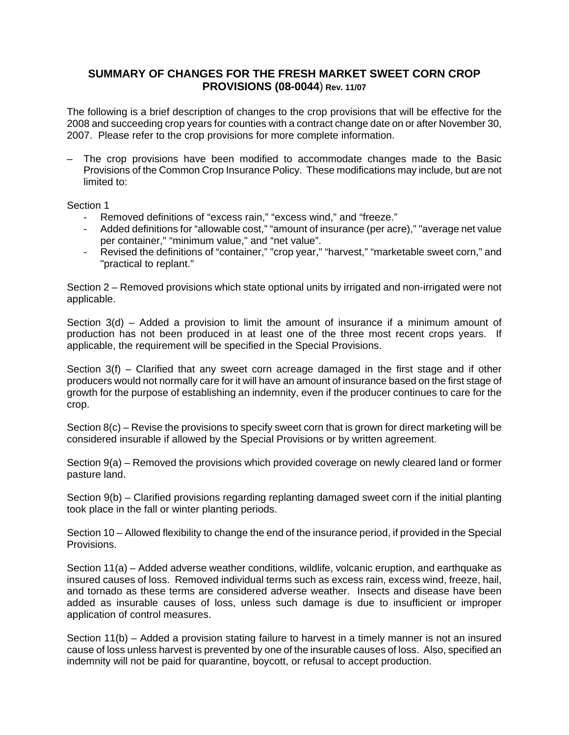# SUMMARY OF CHANGES FOR THE FRESH MARKET SWEET CORN CROP PROVISIONS (08-0044) Rev. 11/07

The following is a brief description of changes to the crop provisions that will be effective for the 2008 and succeeding crop years for counties with a contract change date on or after November 30, 2007. Please refer to the crop provisions for more complete information.

– The crop provisions have been modified to accommodate changes made to the Basic Provisions of the Common Crop Insurance Policy. These modifications may include, but are not limited to:

Section 1

- Removed definitions of "excess rain," "excess wind," and "freeze."
- Added definitions for "allowable cost," "amount of insurance (per acre)," "average net value per container," "minimum value," and "net value".
- Revised the definitions of "container," "crop year," "harvest," "marketable sweet corn," and "practical to replant."

Section 2 – Removed provisions which state optional units by irrigated and non-irrigated were not applicable.

Section 3(d) – Added a provision to limit the amount of insurance if a minimum amount of production has not been produced in at least one of the three most recent crops years. If applicable, the requirement will be specified in the Special Provisions.

Section 3(f) – Clarified that any sweet corn acreage damaged in the first stage and if other producers would not normally care for it will have an amount of insurance based on the first stage of growth for the purpose of establishing an indemnity, even if the producer continues to care for the crop.

Section 8(c) – Revise the provisions to specify sweet corn that is grown for direct marketing will be considered insurable if allowed by the Special Provisions or by written agreement.

Section 9(a) – Removed the provisions which provided coverage on newly cleared land or former pasture land.

Section 9(b) – Clarified provisions regarding replanting damaged sweet corn if the initial planting took place in the fall or winter planting periods.

Section 10 – Allowed flexibility to change the end of the insurance period, if provided in the Special Provisions.

Section 11(a) – Added adverse weather conditions, wildlife, volcanic eruption, and earthquake as insured causes of loss. Removed individual terms such as excess rain, excess wind, freeze, hail, and tornado as these terms are considered adverse weather. Insects and disease have been added as insurable causes of loss, unless such damage is due to insufficient or improper application of control measures.

Section 11(b) – Added a provision stating failure to harvest in a timely manner is not an insured cause of loss unless harvest is prevented by one of the insurable causes of loss. Also, specified an indemnity will not be paid for quarantine, boycott, or refusal to accept production.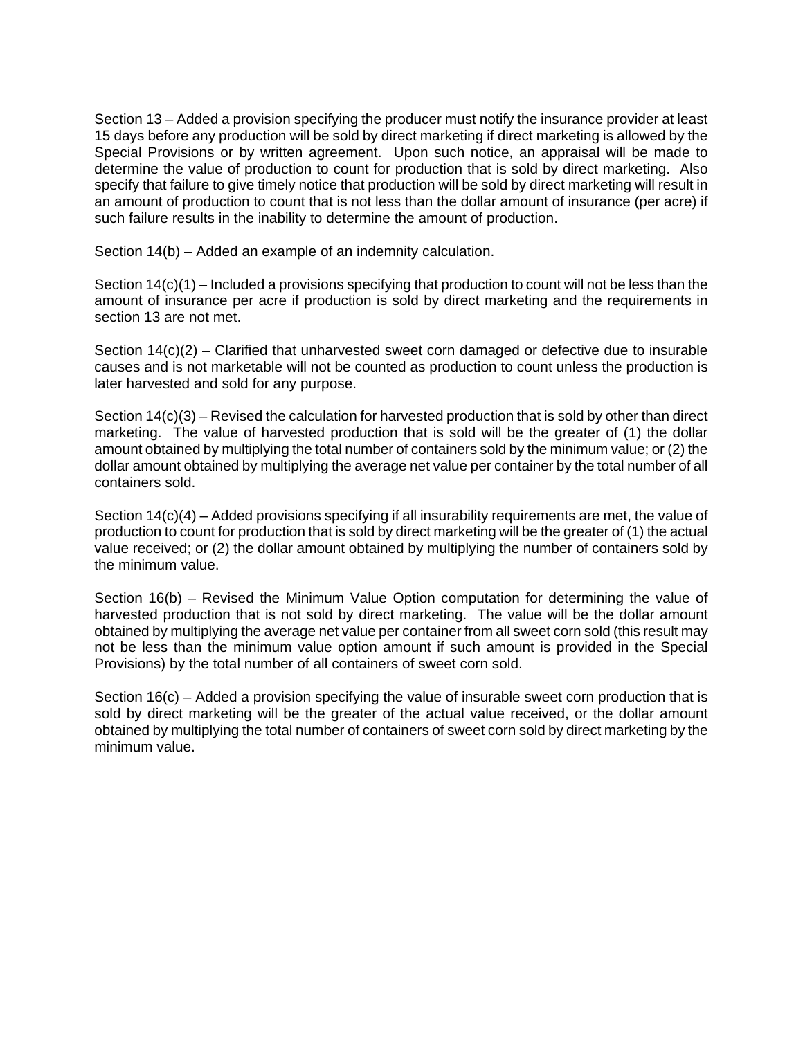Section 13 – Added a provision specifying the producer must notify the insurance provider at least 15 days before any production will be sold by direct marketing if direct marketing is allowed by the Special Provisions or by written agreement. Upon such notice, an appraisal will be made to determine the value of production to count for production that is sold by direct marketing. Also specify that failure to give timely notice that production will be sold by direct marketing will result in an amount of production to count that is not less than the dollar amount of insurance (per acre) if such failure results in the inability to determine the amount of production.

Section 14(b) – Added an example of an indemnity calculation.

Section 14(c)(1) – Included a provisions specifying that production to count will not be less than the amount of insurance per acre if production is sold by direct marketing and the requirements in section 13 are not met.

Section 14(c)(2) – Clarified that unharvested sweet corn damaged or defective due to insurable causes and is not marketable will not be counted as production to count unless the production is later harvested and sold for any purpose.

Section 14(c)(3) – Revised the calculation for harvested production that is sold by other than direct marketing. The value of harvested production that is sold will be the greater of (1) the dollar amount obtained by multiplying the total number of containers sold by the minimum value; or (2) the dollar amount obtained by multiplying the average net value per container by the total number of all containers sold.

Section 14(c)(4) – Added provisions specifying if all insurability requirements are met, the value of production to count for production that is sold by direct marketing will be the greater of (1) the actual value received; or (2) the dollar amount obtained by multiplying the number of containers sold by the minimum value.

Section 16(b) – Revised the Minimum Value Option computation for determining the value of harvested production that is not sold by direct marketing. The value will be the dollar amount obtained by multiplying the average net value per container from all sweet corn sold (this result may not be less than the minimum value option amount if such amount is provided in the Special Provisions) by the total number of all containers of sweet corn sold.

Section 16(c) – Added a provision specifying the value of insurable sweet corn production that is sold by direct marketing will be the greater of the actual value received, or the dollar amount obtained by multiplying the total number of containers of sweet corn sold by direct marketing by the minimum value.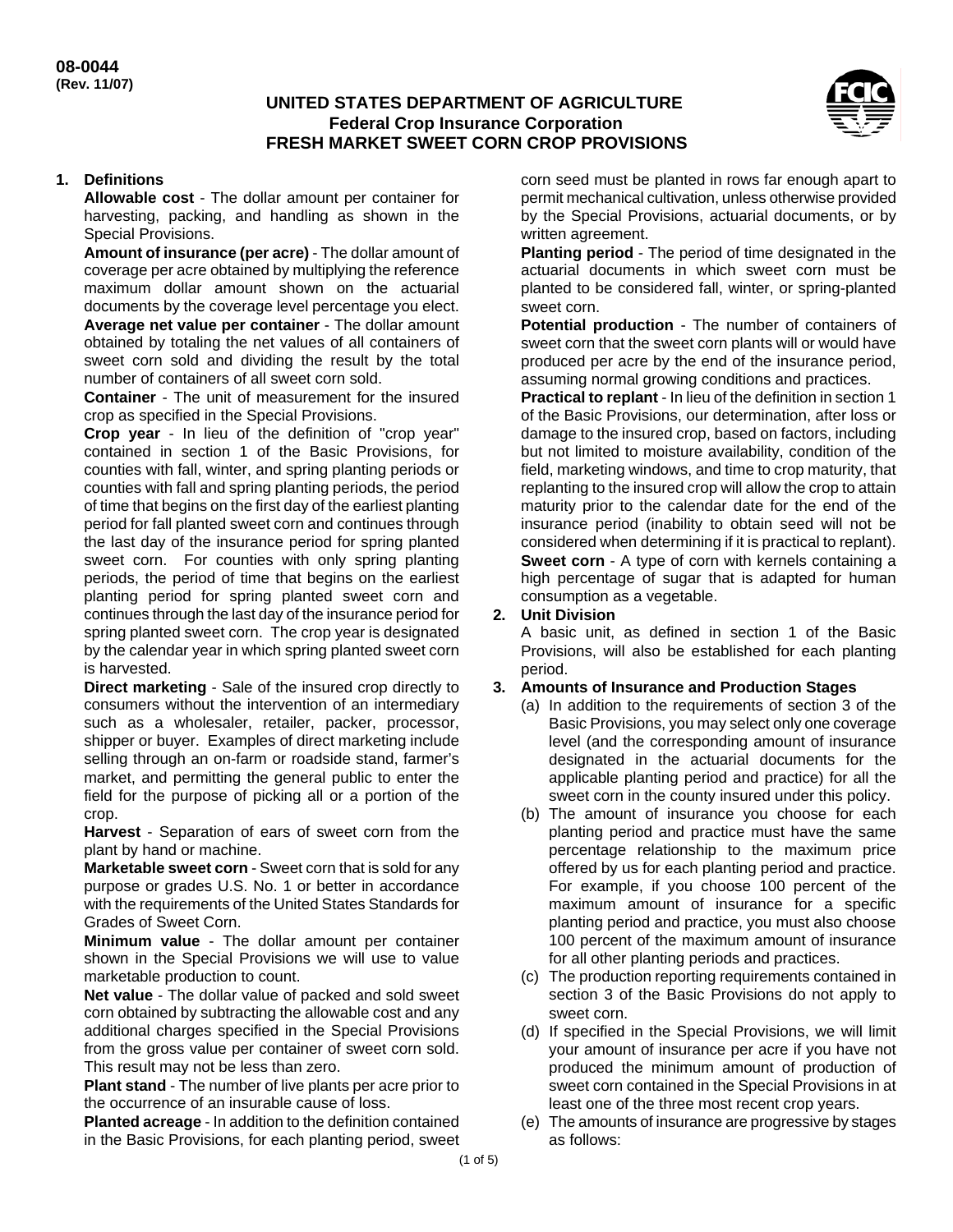08-0044
(Rev. 11/07)

# UNITED STATES DEPARTMENT OF AGRICULTURE
## Federal Crop Insurance Corporation
## FRESH MARKET SWEET CORN CROP PROVISIONS

**1. Definitions**

**Allowable cost** - The dollar amount per container for harvesting, packing, and handling as shown in the Special Provisions.

**Amount of insurance (per acre)** - The dollar amount of coverage per acre obtained by multiplying the reference maximum dollar amount shown on the actuarial documents by the coverage level percentage you elect.

**Average net value per container** - The dollar amount obtained by totaling the net values of all containers of sweet corn sold and dividing the result by the total number of containers of all sweet corn sold.

**Container** - The unit of measurement for the insured crop as specified in the Special Provisions.

**Crop year** - In lieu of the definition of "crop year" contained in section 1 of the Basic Provisions, for counties with fall, winter, and spring planting periods or counties with fall and spring planting periods, the period of time that begins on the first day of the earliest planting period for fall planted sweet corn and continues through the last day of the insurance period for spring planted sweet corn. For counties with only spring planting periods, the period of time that begins on the earliest planting period for spring planted sweet corn and continues through the last day of the insurance period for spring planted sweet corn. The crop year is designated by the calendar year in which spring planted sweet corn is harvested.

**Direct marketing** - Sale of the insured crop directly to consumers without the intervention of an intermediary such as a wholesaler, retailer, packer, processor, shipper or buyer. Examples of direct marketing include selling through an on-farm or roadside stand, farmer's market, and permitting the general public to enter the field for the purpose of picking all or a portion of the crop.

**Harvest** - Separation of ears of sweet corn from the plant by hand or machine.

**Marketable sweet corn** - Sweet corn that is sold for any purpose or grades U.S. No. 1 or better in accordance with the requirements of the United States Standards for Grades of Sweet Corn.

**Minimum value** - The dollar amount per container shown in the Special Provisions we will use to value marketable production to count.

**Net value** - The dollar value of packed and sold sweet corn obtained by subtracting the allowable cost and any additional charges specified in the Special Provisions from the gross value per container of sweet corn sold. This result may not be less than zero.

**Plant stand** - The number of live plants per acre prior to the occurrence of an insurable cause of loss.

**Planted acreage** - In addition to the definition contained in the Basic Provisions, for each planting period, sweet corn seed must be planted in rows far enough apart to permit mechanical cultivation, unless otherwise provided by the Special Provisions, actuarial documents, or by written agreement.

**Planting period** - The period of time designated in the actuarial documents in which sweet corn must be planted to be considered fall, winter, or spring-planted sweet corn.

**Potential production** - The number of containers of sweet corn that the sweet corn plants will or would have produced per acre by the end of the insurance period, assuming normal growing conditions and practices.

**Practical to replant** - In lieu of the definition in section 1 of the Basic Provisions, our determination, after loss or damage to the insured crop, based on factors, including but not limited to moisture availability, condition of the field, marketing windows, and time to crop maturity, that replanting to the insured crop will allow the crop to attain maturity prior to the calendar date for the end of the insurance period (inability to obtain seed will not be considered when determining if it is practical to replant).

**Sweet corn** - A type of corn with kernels containing a high percentage of sugar that is adapted for human consumption as a vegetable.

**2. Unit Division**

A basic unit, as defined in section 1 of the Basic Provisions, will also be established for each planting period.

**3. Amounts of Insurance and Production Stages**

(a) In addition to the requirements of section 3 of the Basic Provisions, you may select only one coverage level (and the corresponding amount of insurance designated in the actuarial documents for the applicable planting period and practice) for all the sweet corn in the county insured under this policy.

(b) The amount of insurance you choose for each planting period and practice must have the same percentage relationship to the maximum price offered by us for each planting period and practice. For example, if you choose 100 percent of the maximum amount of insurance for a specific planting period and practice, you must also choose 100 percent of the maximum amount of insurance for all other planting periods and practices.

(c) The production reporting requirements contained in section 3 of the Basic Provisions do not apply to sweet corn.

(d) If specified in the Special Provisions, we will limit your amount of insurance per acre if you have not produced the minimum amount of production of sweet corn contained in the Special Provisions in at least one of the three most recent crop years.

(e) The amounts of insurance are progressive by stages as follows: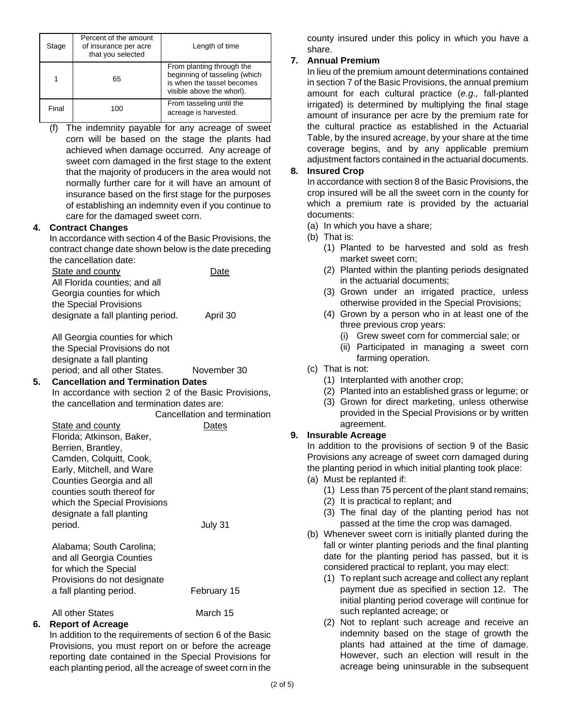| Stage | Percent of the amount of insurance per acre that you selected | Length of time |
|---|---|---|
| 1 | 65 | From planting through the beginning of tasseling (which is when the tassel becomes visible above the whorl). |
| Final | 100 | From tasseling until the acreage is harvested. |

(f) The indemnity payable for any acreage of sweet corn will be based on the stage the plants had achieved when damage occurred. Any acreage of sweet corn damaged in the first stage to the extent that the majority of producers in the area would not normally further care for it will have an amount of insurance based on the first stage for the purposes of establishing an indemnity even if you continue to care for the damaged sweet corn.

**4. Contract Changes**

In accordance with section 4 of the Basic Provisions, the contract change date shown below is the date preceding the cancellation date:

| State and county | Date |
|---|---|
| All Florida counties; and all Georgia counties for which the Special Provisions designate a fall planting period. | April 30 |
| All Georgia counties for which the Special Provisions do not designate a fall planting period; and all other States. | November 30 |

**5. Cancellation and Termination Dates**

In accordance with section 2 of the Basic Provisions, the cancellation and termination dates are:

| State and county | Cancellation and termination Dates |
|---|---|
| Florida; Atkinson, Baker, Berrien, Brantley, Camden, Colquitt, Cook, Early, Mitchell, and Ware Counties Georgia and all counties south thereof for which the Special Provisions designate a fall planting period. | July 31 |
| Alabama; South Carolina; and all Georgia Counties for which the Special Provisions do not designate a fall planting period. | February 15 |
| All other States | March 15 |

**6. Report of Acreage**

In addition to the requirements of section 6 of the Basic Provisions, you must report on or before the acreage reporting date contained in the Special Provisions for each planting period, all the acreage of sweet corn in the county insured under this policy in which you have a share.

**7. Annual Premium**

In lieu of the premium amount determinations contained in section 7 of the Basic Provisions, the annual premium amount for each cultural practice (*e.g.,* fall-planted irrigated) is determined by multiplying the final stage amount of insurance per acre by the premium rate for the cultural practice as established in the Actuarial Table, by the insured acreage, by your share at the time coverage begins, and by any applicable premium adjustment factors contained in the actuarial documents.

**8. Insured Crop**

In accordance with section 8 of the Basic Provisions, the crop insured will be all the sweet corn in the county for which a premium rate is provided by the actuarial documents:

(a) In which you have a share;

(b) That is:

(1) Planted to be harvested and sold as fresh market sweet corn;

(2) Planted within the planting periods designated in the actuarial documents;

(3) Grown under an irrigated practice, unless otherwise provided in the Special Provisions;

(4) Grown by a person who in at least one of the three previous crop years:

(i) Grew sweet corn for commercial sale; or

(ii) Participated in managing a sweet corn farming operation.

(c) That is not:

(1) Interplanted with another crop;

(2) Planted into an established grass or legume; or

(3) Grown for direct marketing, unless otherwise provided in the Special Provisions or by written agreement.

**9. Insurable Acreage**

In addition to the provisions of section 9 of the Basic Provisions any acreage of sweet corn damaged during the planting period in which initial planting took place:

(a) Must be replanted if:

(1) Less than 75 percent of the plant stand remains;

(2) It is practical to replant; and

(3) The final day of the planting period has not passed at the time the crop was damaged.

(b) Whenever sweet corn is initially planted during the fall or winter planting periods and the final planting date for the planting period has passed, but it is considered practical to replant, you may elect:

(1) To replant such acreage and collect any replant payment due as specified in section 12. The initial planting period coverage will continue for such replanted acreage; or

(2) Not to replant such acreage and receive an indemnity based on the stage of growth the plants had attained at the time of damage. However, such an election will result in the acreage being uninsurable in the subsequent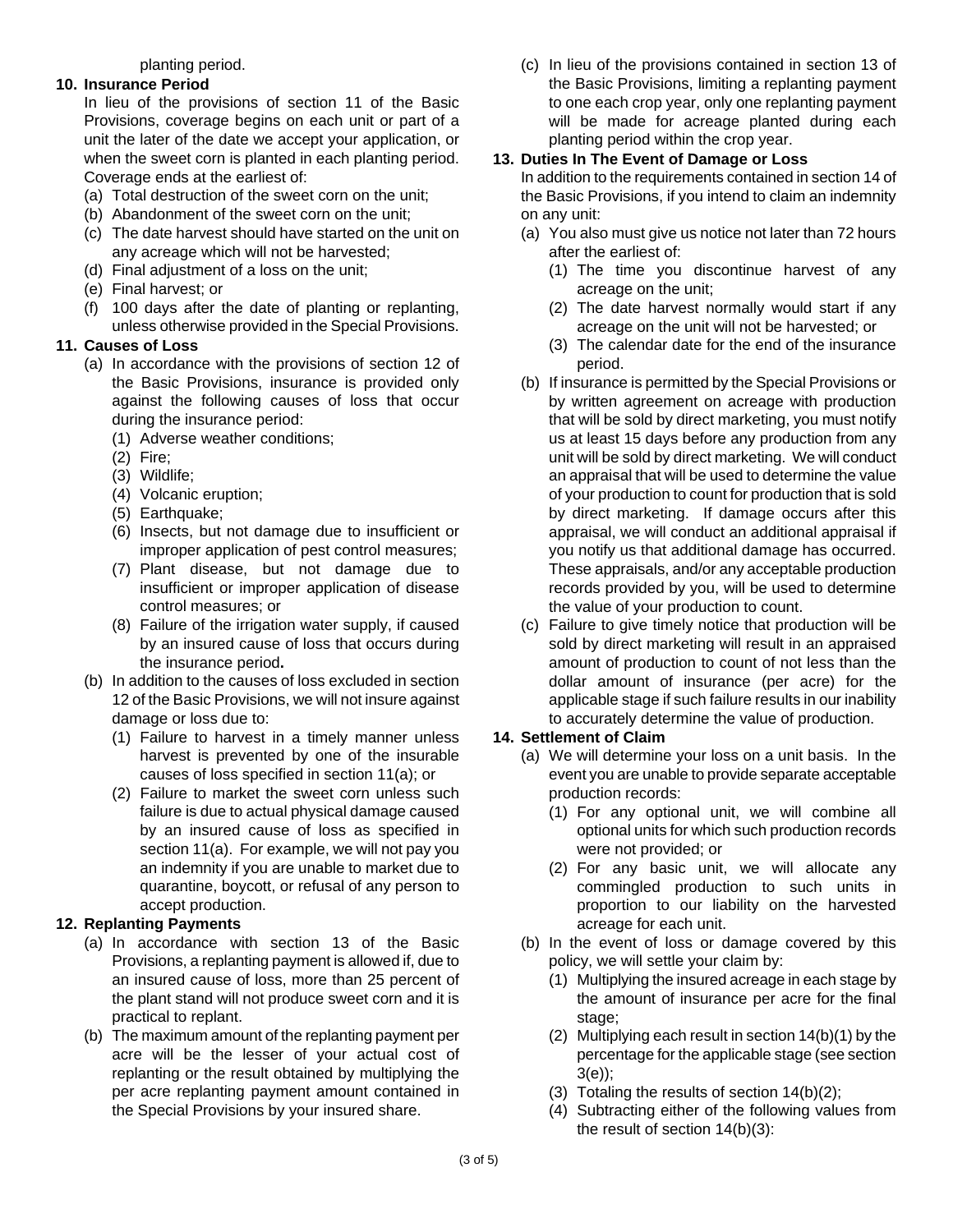planting period.

**10. Insurance Period**

In lieu of the provisions of section 11 of the Basic Provisions, coverage begins on each unit or part of a unit the later of the date we accept your application, or when the sweet corn is planted in each planting period. Coverage ends at the earliest of:

- (a) Total destruction of the sweet corn on the unit;
- (b) Abandonment of the sweet corn on the unit;
- (c) The date harvest should have started on the unit on any acreage which will not be harvested;
- (d) Final adjustment of a loss on the unit;
- (e) Final harvest; or
- (f) 100 days after the date of planting or replanting, unless otherwise provided in the Special Provisions.

**11. Causes of Loss**

- (a) In accordance with the provisions of section 12 of the Basic Provisions, insurance is provided only against the following causes of loss that occur during the insurance period:
  - (1) Adverse weather conditions;
  - (2) Fire;
  - (3) Wildlife;
  - (4) Volcanic eruption;
  - (5) Earthquake;
  - (6) Insects, but not damage due to insufficient or improper application of pest control measures;
  - (7) Plant disease, but not damage due to insufficient or improper application of disease control measures; or
  - (8) Failure of the irrigation water supply, if caused by an insured cause of loss that occurs during the insurance period.
- (b) In addition to the causes of loss excluded in section 12 of the Basic Provisions, we will not insure against damage or loss due to:
  - (1) Failure to harvest in a timely manner unless harvest is prevented by one of the insurable causes of loss specified in section 11(a); or
  - (2) Failure to market the sweet corn unless such failure is due to actual physical damage caused by an insured cause of loss as specified in section 11(a). For example, we will not pay you an indemnity if you are unable to market due to quarantine, boycott, or refusal of any person to accept production.

**12. Replanting Payments**

- (a) In accordance with section 13 of the Basic Provisions, a replanting payment is allowed if, due to an insured cause of loss, more than 25 percent of the plant stand will not produce sweet corn and it is practical to replant.
- (b) The maximum amount of the replanting payment per acre will be the lesser of your actual cost of replanting or the result obtained by multiplying the per acre replanting payment amount contained in the Special Provisions by your insured share.
- (c) In lieu of the provisions contained in section 13 of the Basic Provisions, limiting a replanting payment to one each crop year, only one replanting payment will be made for acreage planted during each planting period within the crop year.

**13. Duties In The Event of Damage or Loss**

In addition to the requirements contained in section 14 of the Basic Provisions, if you intend to claim an indemnity on any unit:

- (a) You also must give us notice not later than 72 hours after the earliest of:
  - (1) The time you discontinue harvest of any acreage on the unit;
  - (2) The date harvest normally would start if any acreage on the unit will not be harvested; or
  - (3) The calendar date for the end of the insurance period.
- (b) If insurance is permitted by the Special Provisions or by written agreement on acreage with production that will be sold by direct marketing, you must notify us at least 15 days before any production from any unit will be sold by direct marketing. We will conduct an appraisal that will be used to determine the value of your production to count for production that is sold by direct marketing. If damage occurs after this appraisal, we will conduct an additional appraisal if you notify us that additional damage has occurred. These appraisals, and/or any acceptable production records provided by you, will be used to determine the value of your production to count.
- (c) Failure to give timely notice that production will be sold by direct marketing will result in an appraised amount of production to count of not less than the dollar amount of insurance (per acre) for the applicable stage if such failure results in our inability to accurately determine the value of production.

**14. Settlement of Claim**

- (a) We will determine your loss on a unit basis. In the event you are unable to provide separate acceptable production records:
  - (1) For any optional unit, we will combine all optional units for which such production records were not provided; or
  - (2) For any basic unit, we will allocate any commingled production to such units in proportion to our liability on the harvested acreage for each unit.
- (b) In the event of loss or damage covered by this policy, we will settle your claim by:
  - (1) Multiplying the insured acreage in each stage by the amount of insurance per acre for the final stage;
  - (2) Multiplying each result in section 14(b)(1) by the percentage for the applicable stage (see section 3(e));
  - (3) Totaling the results of section 14(b)(2);
  - (4) Subtracting either of the following values from the result of section 14(b)(3):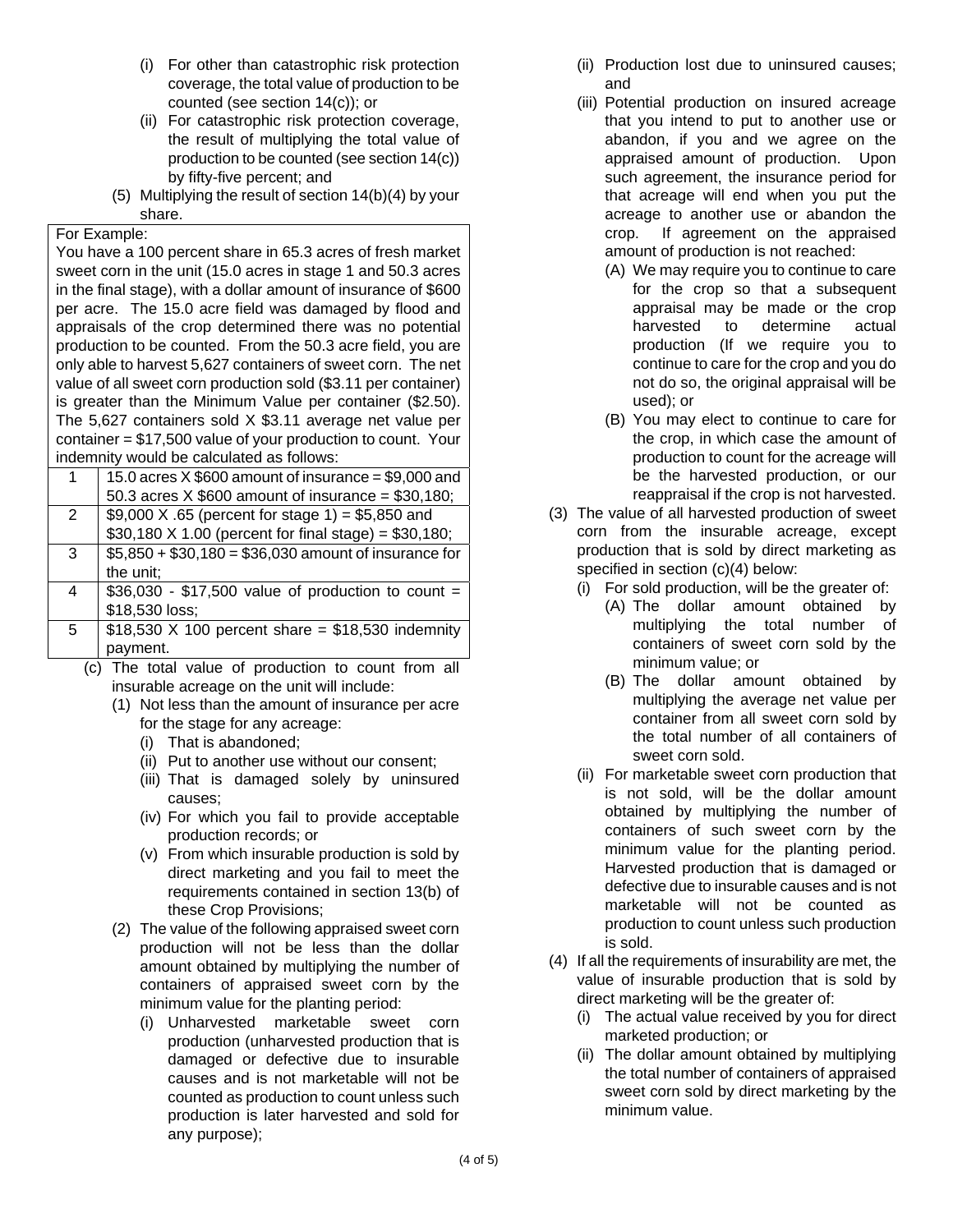(i) For other than catastrophic risk protection coverage, the total value of production to be counted (see section 14(c)); or

(ii) For catastrophic risk protection coverage, the result of multiplying the total value of production to be counted (see section 14(c)) by fifty-five percent; and

(5) Multiplying the result of section 14(b)(4) by your share.

For Example:

You have a 100 percent share in 65.3 acres of fresh market sweet corn in the unit (15.0 acres in stage 1 and 50.3 acres in the final stage), with a dollar amount of insurance of $600 per acre. The 15.0 acre field was damaged by flood and appraisals of the crop determined there was no potential production to be counted. From the 50.3 acre field, you are only able to harvest 5,627 containers of sweet corn. The net value of all sweet corn production sold ($3.11 per container) is greater than the Minimum Value per container ($2.50). The 5,627 containers sold X $3.11 average net value per container = $17,500 value of your production to count. Your indemnity would be calculated as follows:

| | |
|---|---|
| 1 | 15.0 acres X $600 amount of insurance = $9,000 and 50.3 acres X $600 amount of insurance = $30,180; |
| 2 | $9,000 X .65 (percent for stage 1) = $5,850 and $30,180 X 1.00 (percent for final stage) = $30,180; |
| 3 | $5,850 + $30,180 = $36,030 amount of insurance for the unit; |
| 4 | $36,030 - $17,500 value of production to count = $18,530 loss; |
| 5 | $18,530 X 100 percent share = $18,530 indemnity payment. |

(c) The total value of production to count from all insurable acreage on the unit will include:

(1) Not less than the amount of insurance per acre for the stage for any acreage:

(i) That is abandoned;

(ii) Put to another use without our consent;

(iii) That is damaged solely by uninsured causes;

(iv) For which you fail to provide acceptable production records; or

(v) From which insurable production is sold by direct marketing and you fail to meet the requirements contained in section 13(b) of these Crop Provisions;

(2) The value of the following appraised sweet corn production will not be less than the dollar amount obtained by multiplying the number of containers of appraised sweet corn by the minimum value for the planting period:

(i) Unharvested marketable sweet corn production (unharvested production that is damaged or defective due to insurable causes and is not marketable will not be counted as production to count unless such production is later harvested and sold for any purpose);

(ii) Production lost due to uninsured causes; and

(iii) Potential production on insured acreage that you intend to put to another use or abandon, if you and we agree on the appraised amount of production. Upon such agreement, the insurance period for that acreage will end when you put the acreage to another use or abandon the crop. If agreement on the appraised amount of production is not reached:

(A) We may require you to continue to care for the crop so that a subsequent appraisal may be made or the crop harvested to determine actual production (If we require you to continue to care for the crop and you do not do so, the original appraisal will be used); or

(B) You may elect to continue to care for the crop, in which case the amount of production to count for the acreage will be the harvested production, or our reappraisal if the crop is not harvested.

(3) The value of all harvested production of sweet corn from the insurable acreage, except production that is sold by direct marketing as specified in section (c)(4) below:

(i) For sold production, will be the greater of:

(A) The dollar amount obtained by multiplying the total number of containers of sweet corn sold by the minimum value; or

(B) The dollar amount obtained by multiplying the average net value per container from all sweet corn sold by the total number of all containers of sweet corn sold.

(ii) For marketable sweet corn production that is not sold, will be the dollar amount obtained by multiplying the number of containers of such sweet corn by the minimum value for the planting period. Harvested production that is damaged or defective due to insurable causes and is not marketable will not be counted as production to count unless such production is sold.

(4) If all the requirements of insurability are met, the value of insurable production that is sold by direct marketing will be the greater of:

(i) The actual value received by you for direct marketed production; or

(ii) The dollar amount obtained by multiplying the total number of containers of appraised sweet corn sold by direct marketing by the minimum value.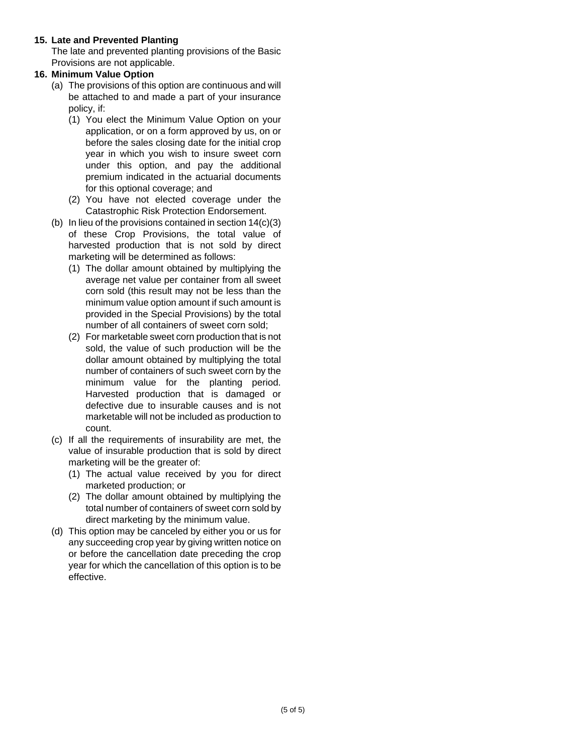**15. Late and Prevented Planting**

The late and prevented planting provisions of the Basic Provisions are not applicable.

**16. Minimum Value Option**

(a) The provisions of this option are continuous and will be attached to and made a part of your insurance policy, if:

(1) You elect the Minimum Value Option on your application, or on a form approved by us, on or before the sales closing date for the initial crop year in which you wish to insure sweet corn under this option, and pay the additional premium indicated in the actuarial documents for this optional coverage; and

(2) You have not elected coverage under the Catastrophic Risk Protection Endorsement.

(b) In lieu of the provisions contained in section 14(c)(3) of these Crop Provisions, the total value of harvested production that is not sold by direct marketing will be determined as follows:

(1) The dollar amount obtained by multiplying the average net value per container from all sweet corn sold (this result may not be less than the minimum value option amount if such amount is provided in the Special Provisions) by the total number of all containers of sweet corn sold;

(2) For marketable sweet corn production that is not sold, the value of such production will be the dollar amount obtained by multiplying the total number of containers of such sweet corn by the minimum value for the planting period. Harvested production that is damaged or defective due to insurable causes and is not marketable will not be included as production to count.

(c) If all the requirements of insurability are met, the value of insurable production that is sold by direct marketing will be the greater of:

(1) The actual value received by you for direct marketed production; or

(2) The dollar amount obtained by multiplying the total number of containers of sweet corn sold by direct marketing by the minimum value.

(d) This option may be canceled by either you or us for any succeeding crop year by giving written notice on or before the cancellation date preceding the crop year for which the cancellation of this option is to be effective.